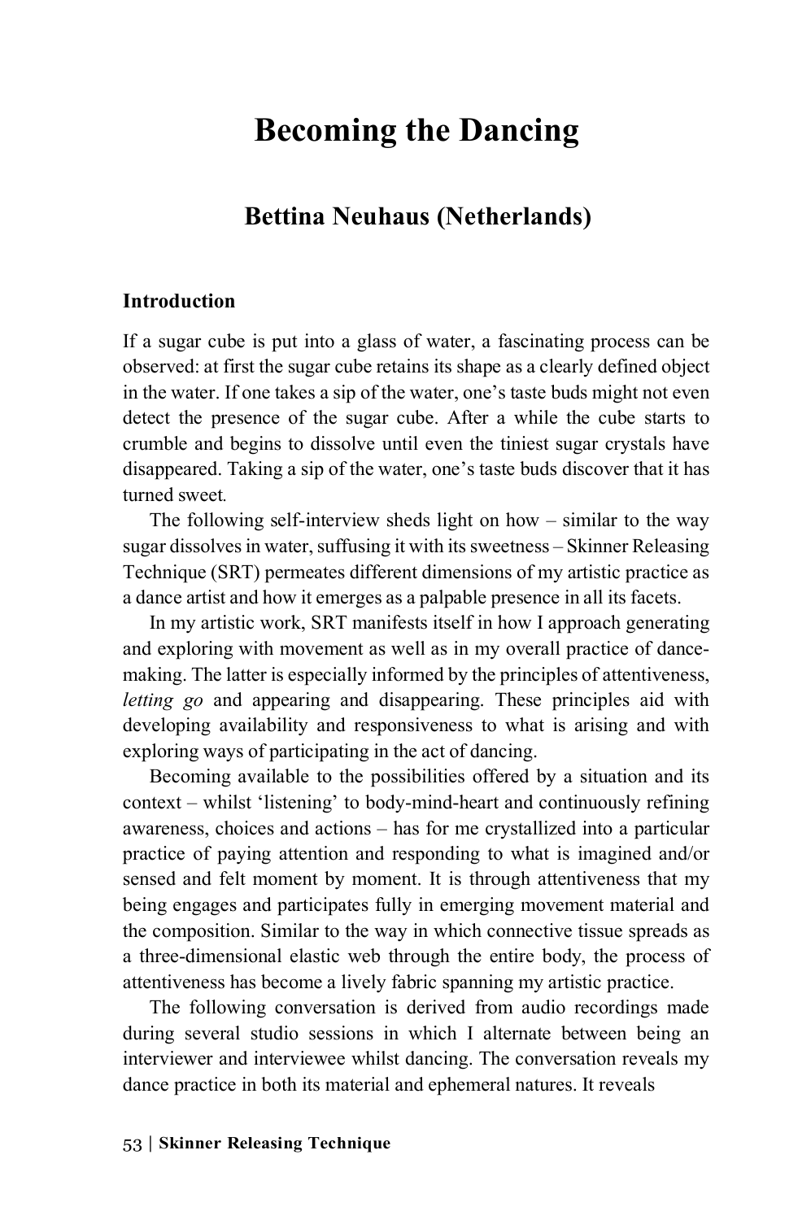# Becoming the Dancing

## Bettina Neuhaus (Netherlands)

### Introduction

If a sugar cube is put into a glass of water, a fascinating process can be observed: at first the sugar cube retains its shape as a clearly defined object in the water. If one takes a sip of the water, one's taste buds might not even detect the presence of the sugar cube. After a while the cube starts to crumble and begins to dissolve until even the tiniest sugar crystals have disappeared. Taking a sip of the water, one's taste buds discover that it has turned sweet.

The following self-interview sheds light on how – similar to the way sugar dissolves in water, suffusing it with its sweetness – Skinner Releasing Technique (SRT) permeates different dimensions of my artistic practice as a dance artist and how it emerges as a palpable presence in all its facets.

In my artistic work, SRT manifests itself in how I approach generating and exploring with movement as well as in my overall practice of dance-making. The latter is especially informed by the principles of attentiveness, *letting go* and appearing and disappearing. These principles aid with developing availability and responsiveness to what is arising and with exploring ways of participating in the act of dancing.

Becoming available to the possibilities offered by a situation and its context – whilst 'listening' to body-mind-heart and continuously refining awareness, choices and actions – has for me crystallized into a particular practice of paying attention and responding to what is imagined and/or sensed and felt moment by moment. It is through attentiveness that my being engages and participates fully in emerging movement material and the composition. Similar to the way in which connective tissue spreads as a three-dimensional elastic web through the entire body, the process of attentiveness has become a lively fabric spanning my artistic practice.

The following conversation is derived from audio recordings made during several studio sessions in which I alternate between being an interviewer and interviewee whilst dancing. The conversation reveals my dance practice in both its material and ephemeral natures. It reveals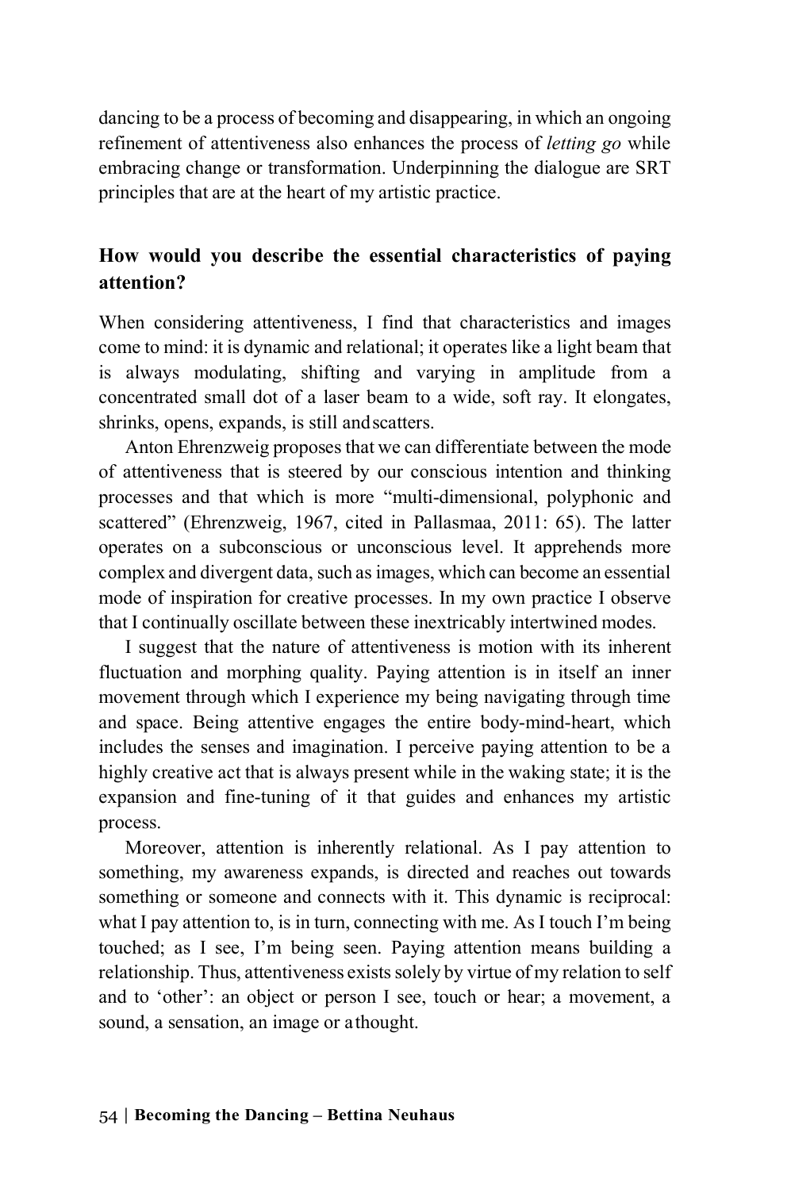dancing to be a process of becoming and disappearing, in which an ongoing refinement of attentiveness also enhances the process of *letting go* while embracing change or transformation. Underpinning the dialogue are SRT principles that are at the heart of my artistic practice.

## How would you describe the essential characteristics of paying attention?

When considering attentiveness, I find that characteristics and images come to mind: it is dynamic and relational; it operates like a light beam that is always modulating, shifting and varying in amplitude from a concentrated small dot of a laser beam to a wide, soft ray. It elongates, shrinks, opens, expands, is still and scatters.

Anton Ehrenzweig proposes that we can differentiate between the mode of attentiveness that is steered by our conscious intention and thinking processes and that which is more "multi-dimensional, polyphonic and scattered" (Ehrenzweig, 1967, cited in Pallasmaa, 2011: 65). The latter operates on a subconscious or unconscious level. It apprehends more complex and divergent data, such as images, which can become an essential mode of inspiration for creative processes. In my own practice I observe that I continually oscillate between these inextricably intertwined modes.

I suggest that the nature of attentiveness is motion with its inherent fluctuation and morphing quality. Paying attention is in itself an inner movement through which I experience my being navigating through time and space. Being attentive engages the entire body-mind-heart, which includes the senses and imagination. I perceive paying attention to be a highly creative act that is always present while in the waking state; it is the expansion and fine-tuning of it that guides and enhances my artistic process.

Moreover, attention is inherently relational. As I pay attention to something, my awareness expands, is directed and reaches out towards something or someone and connects with it. This dynamic is reciprocal: what I pay attention to, is in turn, connecting with me. As I touch I'm being touched; as I see, I'm being seen. Paying attention means building a relationship. Thus, attentiveness exists solely by virtue of my relation to self and to 'other': an object or person I see, touch or hear; a movement, a sound, a sensation, an image or a thought.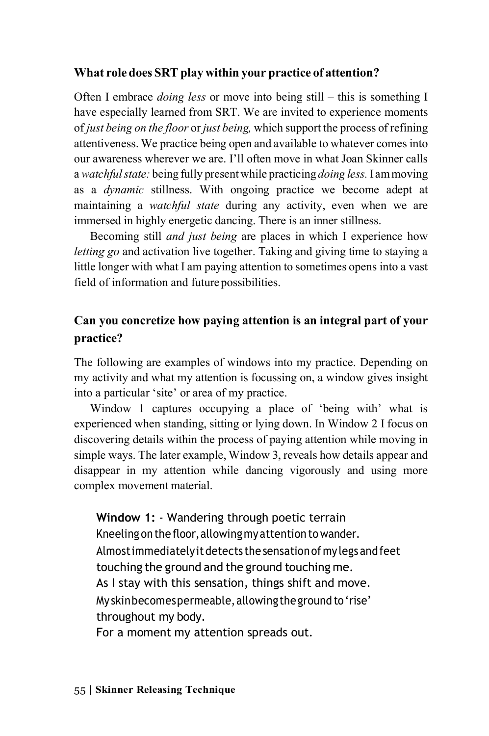**What role does SRT play within your practice of attention?**

Often I embrace *doing less* or move into being still – this is something I have especially learned from SRT. We are invited to experience moments of *just being on the floor* or *just being,* which support the process of refining attentiveness. We practice being open and available to whatever comes into our awareness wherever we are. I'll often move in what Joan Skinner calls a *watchful state:* being fully present while practicing *doing less.* I am moving as a *dynamic* stillness. With ongoing practice we become adept at maintaining a *watchful state* during any activity, even when we are immersed in highly energetic dancing. There is an inner stillness.

Becoming still *and just being* are places in which I experience how *letting go* and activation live together. Taking and giving time to staying a little longer with what I am paying attention to sometimes opens into a vast field of information and future possibilities.

**Can you concretize how paying attention is an integral part of your practice?**

The following are examples of windows into my practice. Depending on my activity and what my attention is focussing on, a window gives insight into a particular 'site' or area of my practice.

Window 1 captures occupying a place of 'being with' what is experienced when standing, sitting or lying down. In Window 2 I focus on discovering details within the process of paying attention while moving in simple ways. The later example, Window 3, reveals how details appear and disappear in my attention while dancing vigorously and using more complex movement material.

> **Window 1:** - Wandering through poetic terrain
> Kneeling on the floor, allowing my attention to wander.
> Almost immediately it detects the sensation of my legs and feet
> touching the ground and the ground touching me.
> As I stay with this sensation, things shift and move.
> My skin becomes permeable, allowing the ground to 'rise'
> throughout my body.
> For a moment my attention spreads out.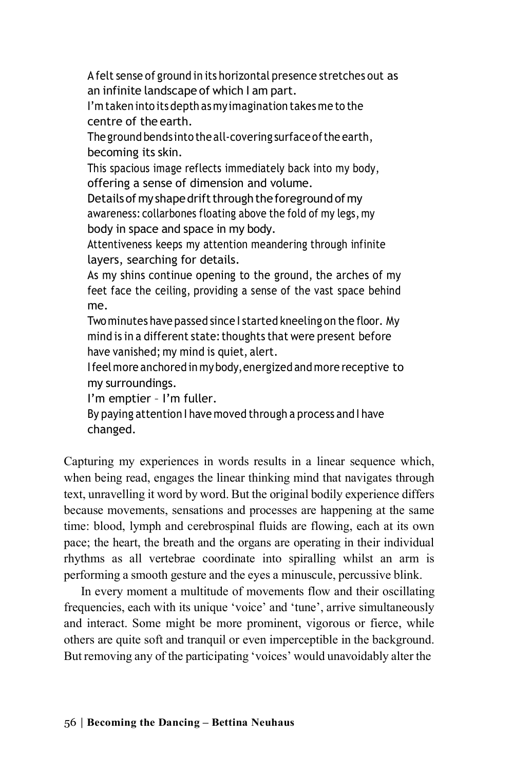A felt sense of ground in its horizontal presence stretches out as an infinite landscape of which I am part.
I'm taken into its depth as my imagination takes me to the centre of the earth.
The ground bends into the all-covering surface of the earth, becoming its skin.
This spacious image reflects immediately back into my body, offering a sense of dimension and volume.
Details of my shape drift through the foreground of my awareness: collarbones floating above the fold of my legs, my body in space and space in my body.
Attentiveness keeps my attention meandering through infinite layers, searching for details.
As my shins continue opening to the ground, the arches of my feet face the ceiling, providing a sense of the vast space behind me.
Two minutes have passed since I started kneeling on the floor. My mind is in a different state: thoughts that were present before have vanished; my mind is quiet, alert.
I feel more anchored in my body, energized and more receptive to my surroundings.
I'm emptier – I'm fuller.
By paying attention I have moved through a process and I have changed.

Capturing my experiences in words results in a linear sequence which, when being read, engages the linear thinking mind that navigates through text, unravelling it word by word. But the original bodily experience differs because movements, sensations and processes are happening at the same time: blood, lymph and cerebrospinal fluids are flowing, each at its own pace; the heart, the breath and the organs are operating in their individual rhythms as all vertebrae coordinate into spiralling whilst an arm is performing a smooth gesture and the eyes a minuscule, percussive blink.

In every moment a multitude of movements flow and their oscillating frequencies, each with its unique 'voice' and 'tune', arrive simultaneously and interact. Some might be more prominent, vigorous or fierce, while others are quite soft and tranquil or even imperceptible in the background. But removing any of the participating 'voices' would unavoidably alter the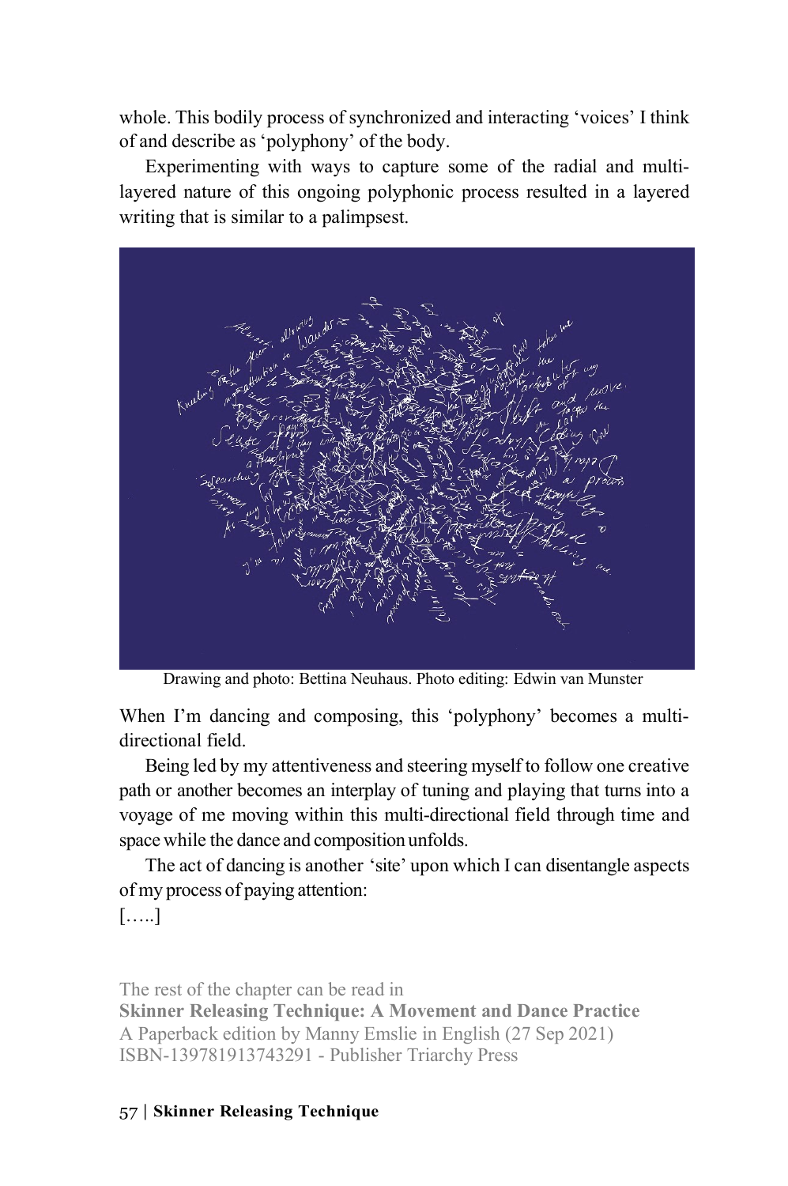whole. This bodily process of synchronized and interacting 'voices' I think of and describe as 'polyphony' of the body.

Experimenting with ways to capture some of the radial and multi-layered nature of this ongoing polyphonic process resulted in a layered writing that is similar to a palimpsest.

Drawing and photo: Bettina Neuhaus. Photo editing: Edwin van Munster

When I'm dancing and composing, this 'polyphony' becomes a multi-directional field.

Being led by my attentiveness and steering myself to follow one creative path or another becomes an interplay of tuning and playing that turns into a voyage of me moving within this multi-directional field through time and space while the dance and composition unfolds.

The act of dancing is another 'site' upon which I can disentangle aspects of my process of paying attention:

[…..]

The rest of the chapter can be read in
**Skinner Releasing Technique: A Movement and Dance Practice**
A Paperback edition by Manny Emslie in English (27 Sep 2021)
ISBN-139781913743291 - Publisher Triarchy Press